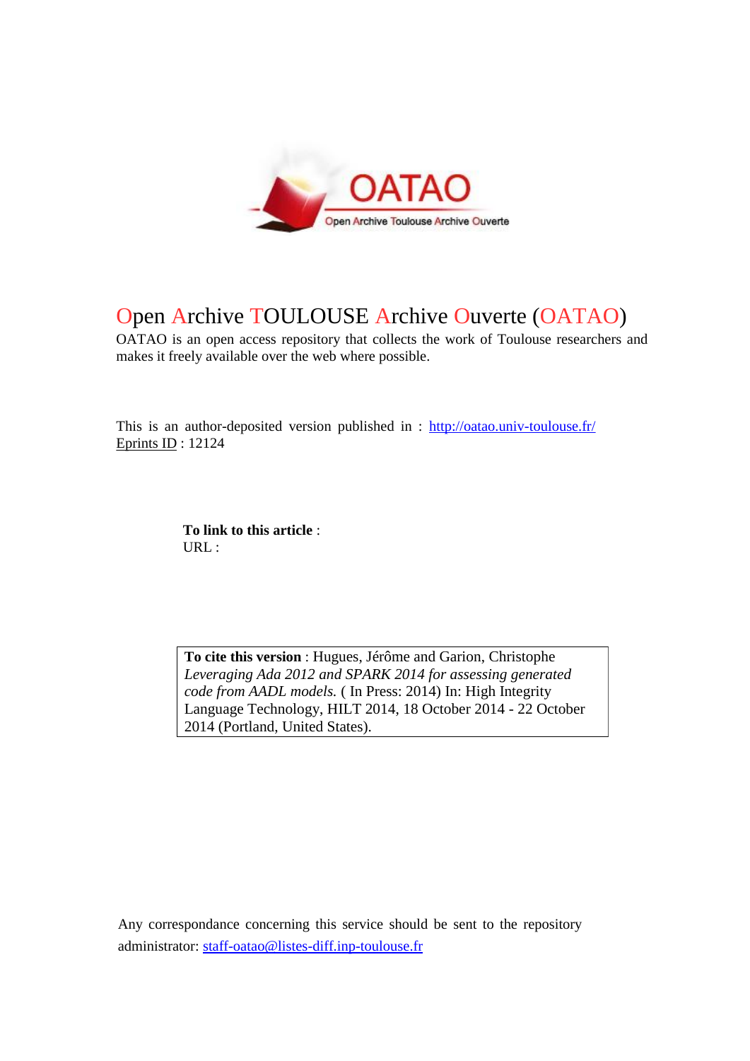# Open Archive TOULOUSE Archive Ouverte (OATAO)

OATAO is an open access repository that collects the work of Toulouse researchers and makes it freely available over the web where possible.

This is an author-deposited version published in : http://oatao.univ-toulouse.fr/
Eprints ID : 12124

**To link to this article** :
URL :

**To cite this version** : Hugues, Jérôme and Garion, Christophe *Leveraging Ada 2012 and SPARK 2014 for assessing generated code from AADL models.* ( In Press: 2014) In: High Integrity Language Technology, HILT 2014, 18 October 2014 - 22 October 2014 (Portland, United States).

Any correspondance concerning this service should be sent to the repository administrator: staff-oatao@listes-diff.inp-toulouse.fr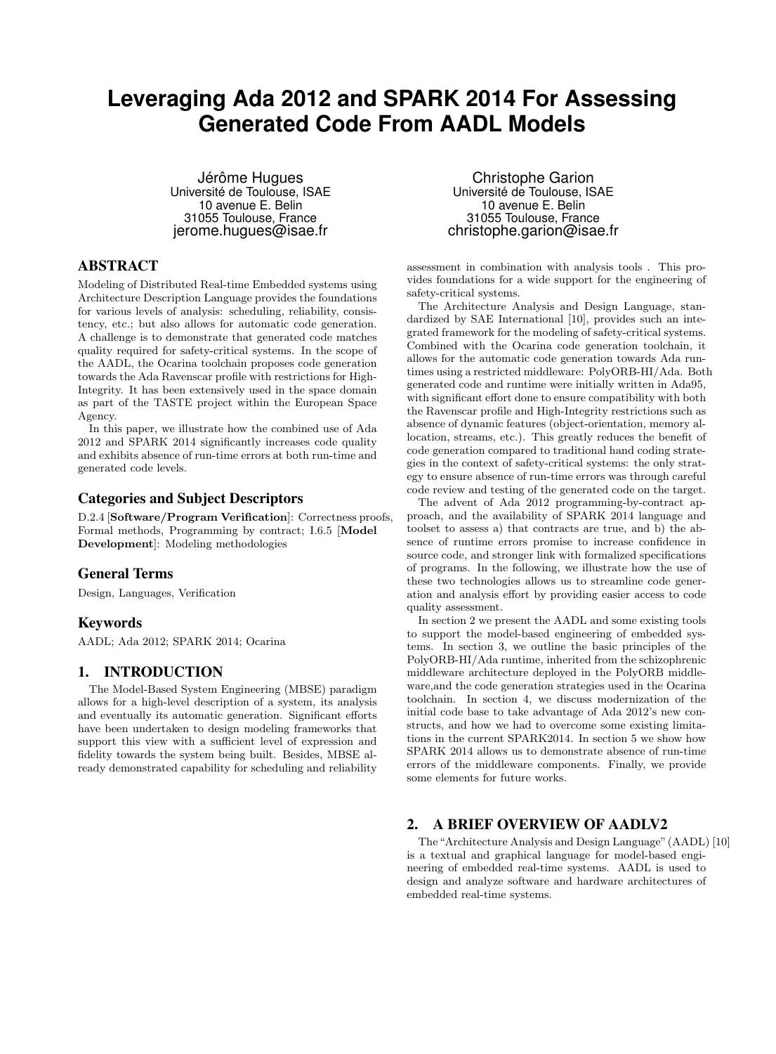# Leveraging Ada 2012 and SPARK 2014 For Assessing Generated Code From AADL Models

Jérôme Hugues
Université de Toulouse, ISAE
10 avenue E. Belin
31055 Toulouse, France
jerome.hugues@isae.fr

Christophe Garion
Université de Toulouse, ISAE
10 avenue E. Belin
31055 Toulouse, France
christophe.garion@isae.fr

## ABSTRACT

Modeling of Distributed Real-time Embedded systems using Architecture Description Language provides the foundations for various levels of analysis: scheduling, reliability, consistency, etc.; but also allows for automatic code generation. A challenge is to demonstrate that generated code matches quality required for safety-critical systems. In the scope of the AADL, the Ocarina toolchain proposes code generation towards the Ada Ravenscar profile with restrictions for High-Integrity. It has been extensively used in the space domain as part of the TASTE project within the European Space Agency.

In this paper, we illustrate how the combined use of Ada 2012 and SPARK 2014 significantly increases code quality and exhibits absence of run-time errors at both run-time and generated code levels.

### Categories and Subject Descriptors

D.2.4 [**Software/Program Verification**]: Correctness proofs, Formal methods, Programming by contract; I.6.5 [**Model Development**]: Modeling methodologies

### General Terms

Design, Languages, Verification

### Keywords

AADL; Ada 2012; SPARK 2014; Ocarina

## 1. INTRODUCTION

The Model-Based System Engineering (MBSE) paradigm allows for a high-level description of a system, its analysis and eventually its automatic generation. Significant efforts have been undertaken to design modeling frameworks that support this view with a sufficient level of expression and fidelity towards the system being built. Besides, MBSE already demonstrated capability for scheduling and reliability assessment in combination with analysis tools . This provides foundations for a wide support for the engineering of safety-critical systems.

The Architecture Analysis and Design Language, standardized by SAE International [10], provides such an integrated framework for the modeling of safety-critical systems. Combined with the Ocarina code generation toolchain, it allows for the automatic code generation towards Ada runtimes using a restricted middleware: PolyORB-HI/Ada. Both generated code and runtime were initially written in Ada95, with significant effort done to ensure compatibility with both the Ravenscar profile and High-Integrity restrictions such as absence of dynamic features (object-orientation, memory allocation, streams, etc.). This greatly reduces the benefit of code generation compared to traditional hand coding strategies in the context of safety-critical systems: the only strategy to ensure absence of run-time errors was through careful code review and testing of the generated code on the target.

The advent of Ada 2012 programming-by-contract approach, and the availability of SPARK 2014 language and toolset to assess a) that contracts are true, and b) the absence of runtime errors promise to increase confidence in source code, and stronger link with formalized specifications of programs. In the following, we illustrate how the use of these two technologies allows us to streamline code generation and analysis effort by providing easier access to code quality assessment.

In section 2 we present the AADL and some existing tools to support the model-based engineering of embedded systems. In section 3, we outline the basic principles of the PolyORB-HI/Ada runtime, inherited from the schizophrenic middleware architecture deployed in the PolyORB middleware,and the code generation strategies used in the Ocarina toolchain. In section 4, we discuss modernization of the initial code base to take advantage of Ada 2012's new constructs, and how we had to overcome some existing limitations in the current SPARK2014. In section 5 we show how SPARK 2014 allows us to demonstrate absence of run-time errors of the middleware components. Finally, we provide some elements for future works.

## 2. A BRIEF OVERVIEW OF AADLV2

The "Architecture Analysis and Design Language" (AADL) [10] is a textual and graphical language for model-based engineering of embedded real-time systems. AADL is used to design and analyze software and hardware architectures of embedded real-time systems.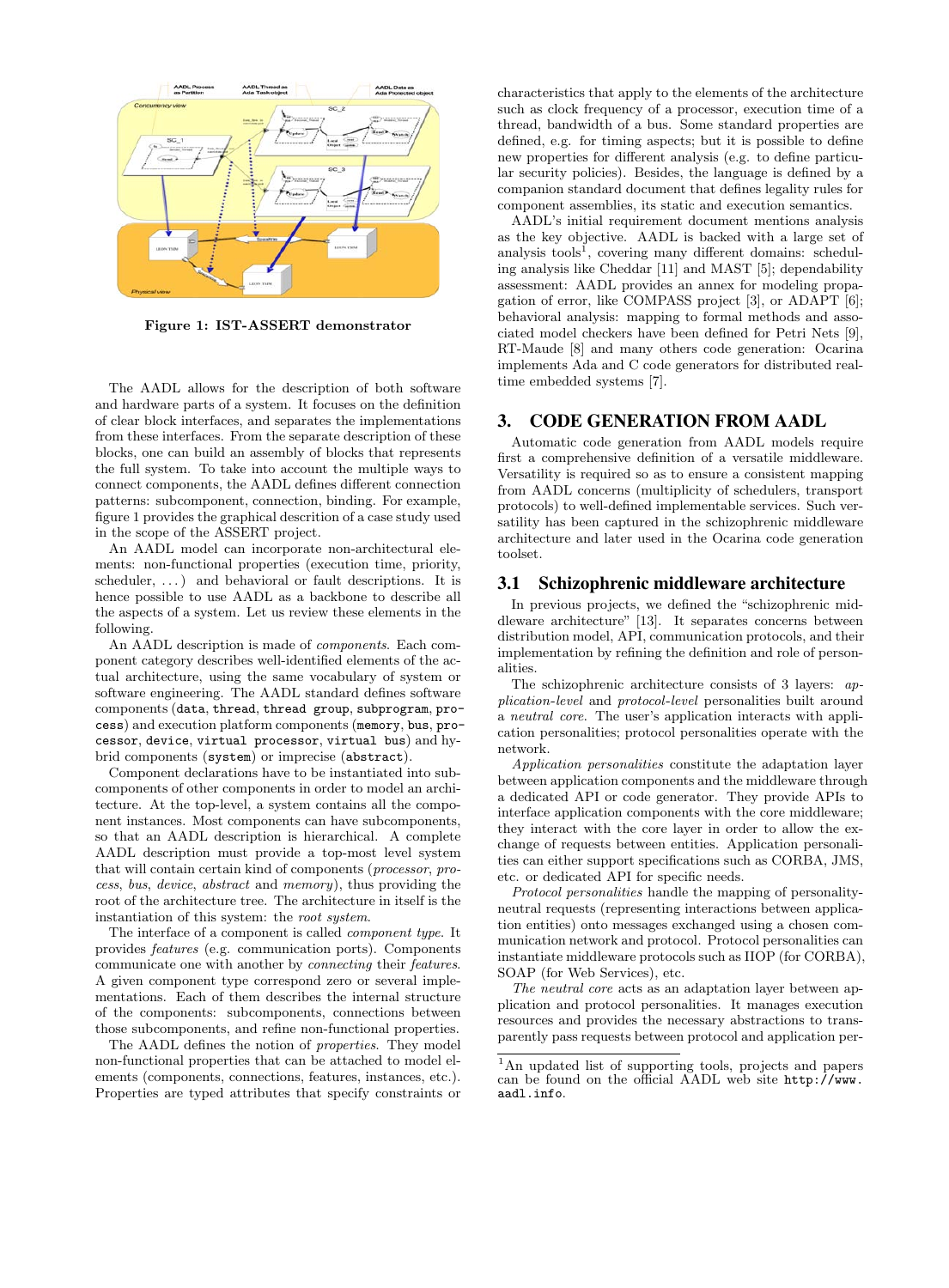Figure 1: IST-ASSERT demonstrator

The AADL allows for the description of both software and hardware parts of a system. It focuses on the definition of clear block interfaces, and separates the implementations from these interfaces. From the separate description of these blocks, one can build an assembly of blocks that represents the full system. To take into account the multiple ways to connect components, the AADL defines different connection patterns: subcomponent, connection, binding. For example, figure 1 provides the graphical descrition of a case study used in the scope of the ASSERT project.

An AADL model can incorporate non-architectural elements: non-functional properties (execution time, priority, scheduler, ...) and behavioral or fault descriptions. It is hence possible to use AADL as a backbone to describe all the aspects of a system. Let us review these elements in the following.

An AADL description is made of *components*. Each component category describes well-identified elements of the actual architecture, using the same vocabulary of system or software engineering. The AADL standard defines software components (`data`, `thread`, `thread group`, `subprogram`, `process`) and execution platform components (`memory`, `bus`, `processor`, `device`, `virtual processor`, `virtual bus`) and hybrid components (`system`) or imprecise (`abstract`).

Component declarations have to be instantiated into subcomponents of other components in order to model an architecture. At the top-level, a system contains all the component instances. Most components can have subcomponents, so that an AADL description is hierarchical. A complete AADL description must provide a top-most level system that will contain certain kind of components (*processor*, *process*, *bus*, *device*, *abstract* and *memory*), thus providing the root of the architecture tree. The architecture in itself is the instantiation of this system: the *root system*.

The interface of a component is called *component type*. It provides *features* (e.g. communication ports). Components communicate one with another by *connecting* their *features*. A given component type correspond zero or several implementations. Each of them describes the internal structure of the components: subcomponents, connections between those subcomponents, and refine non-functional properties.

The AADL defines the notion of *properties*. They model non-functional properties that can be attached to model elements (components, connections, features, instances, etc.). Properties are typed attributes that specify constraints or characteristics that apply to the elements of the architecture such as clock frequency of a processor, execution time of a thread, bandwidth of a bus. Some standard properties are defined, e.g. for timing aspects; but it is possible to define new properties for different analysis (e.g. to define particular security policies). Besides, the language is defined by a companion standard document that defines legality rules for component assemblies, its static and execution semantics.

AADL's initial requirement document mentions analysis as the key objective. AADL is backed with a large set of analysis tools[1], covering many different domains: scheduling analysis like Cheddar [11] and MAST [5]; dependability assessment: AADL provides an annex for modeling propagation of error, like COMPASS project [3], or ADAPT [6]; behavioral analysis: mapping to formal methods and associated model checkers have been defined for Petri Nets [9], RT-Maude [8] and many others code generation: Ocarina implements Ada and C code generators for distributed real-time embedded systems [7].

## 3. CODE GENERATION FROM AADL

Automatic code generation from AADL models require first a comprehensive definition of a versatile middleware. Versatility is required so as to ensure a consistent mapping from AADL concerns (multiplicity of schedulers, transport protocols) to well-defined implementable services. Such versatility has been captured in the schizophrenic middleware architecture and later used in the Ocarina code generation toolset.

### 3.1 Schizophrenic middleware architecture

In previous projects, we defined the "schizophrenic middleware architecture" [13]. It separates concerns between distribution model, API, communication protocols, and their implementation by refining the definition and role of personalities.

The schizophrenic architecture consists of 3 layers: *application-level* and *protocol-level* personalities built around a *neutral core*. The user's application interacts with application personalities; protocol personalities operate with the network.

*Application personalities* constitute the adaptation layer between application components and the middleware through a dedicated API or code generator. They provide APIs to interface application components with the core middleware; they interact with the core layer in order to allow the exchange of requests between entities. Application personalities can either support specifications such as CORBA, JMS, etc. or dedicated API for specific needs.

*Protocol personalities* handle the mapping of personality-neutral requests (representing interactions between application entities) onto messages exchanged using a chosen communication network and protocol. Protocol personalities can instantiate middleware protocols such as IIOP (for CORBA), SOAP (for Web Services), etc.

*The neutral core* acts as an adaptation layer between application and protocol personalities. It manages execution resources and provides the necessary abstractions to transparently pass requests between protocol and application per-

[1]An updated list of supporting tools, projects and papers can be found on the official AADL web site `http://www.aadl.info`.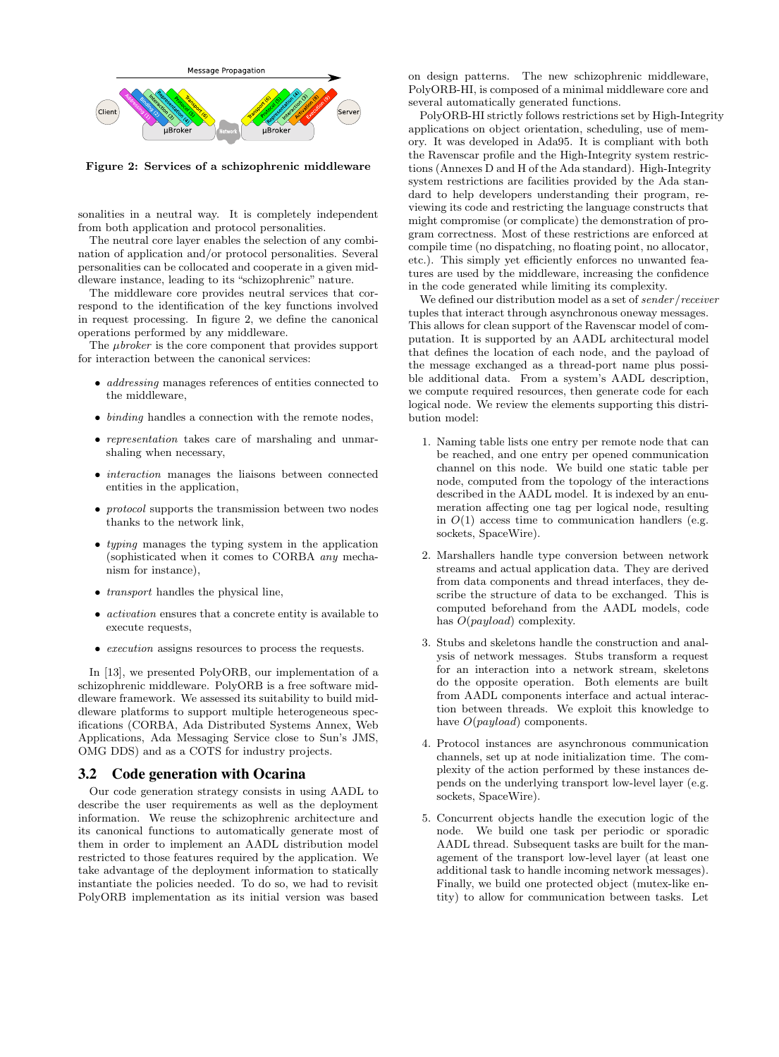Figure 2: Services of a schizophrenic middleware

sonalities in a neutral way. It is completely independent from both application and protocol personalities.

The neutral core layer enables the selection of any combination of application and/or protocol personalities. Several personalities can be collocated and cooperate in a given middleware instance, leading to its "schizophrenic" nature.

The middleware core provides neutral services that correspond to the identification of the key functions involved in request processing. In figure 2, we define the canonical operations performed by any middleware.

The $\mu broker$ is the core component that provides support for interaction between the canonical services:

- *addressing* manages references of entities connected to the middleware,
- *binding* handles a connection with the remote nodes,
- *representation* takes care of marshaling and unmarshaling when necessary,
- *interaction* manages the liaisons between connected entities in the application,
- *protocol* supports the transmission between two nodes thanks to the network link,
- *typing* manages the typing system in the application (sophisticated when it comes to CORBA *any* mechanism for instance),
- *transport* handles the physical line,
- *activation* ensures that a concrete entity is available to execute requests,
- *execution* assigns resources to process the requests.

In [13], we presented PolyORB, our implementation of a schizophrenic middleware. PolyORB is a free software middleware framework. We assessed its suitability to build middleware platforms to support multiple heterogeneous specifications (CORBA, Ada Distributed Systems Annex, Web Applications, Ada Messaging Service close to Sun's JMS, OMG DDS) and as a COTS for industry projects.

## 3.2 Code generation with Ocarina

Our code generation strategy consists in using AADL to describe the user requirements as well as the deployment information. We reuse the schizophrenic architecture and its canonical functions to automatically generate most of them in order to implement an AADL distribution model restricted to those features required by the application. We take advantage of the deployment information to statically instantiate the policies needed. To do so, we had to revisit PolyORB implementation as its initial version was based on design patterns. The new schizophrenic middleware, PolyORB-HI, is composed of a minimal middleware core and several automatically generated functions.

PolyORB-HI strictly follows restrictions set by High-Integrity applications on object orientation, scheduling, use of memory. It was developed in Ada95. It is compliant with both the Ravenscar profile and the High-Integrity system restrictions (Annexes D and H of the Ada standard). High-Integrity system restrictions are facilities provided by the Ada standard to help developers understanding their program, reviewing its code and restricting the language constructs that might compromise (or complicate) the demonstration of program correctness. Most of these restrictions are enforced at compile time (no dispatching, no floating point, no allocator, etc.). This simply yet efficiently enforces no unwanted features are used by the middleware, increasing the confidence in the code generated while limiting its complexity.

We defined our distribution model as a set of *sender*/*receiver* tuples that interact through asynchronous oneway messages. This allows for clean support of the Ravenscar model of computation. It is supported by an AADL architectural model that defines the location of each node, and the payload of the message exchanged as a thread-port name plus possible additional data. From a system's AADL description, we compute required resources, then generate code for each logical node. We review the elements supporting this distribution model:

1. Naming table lists one entry per remote node that can be reached, and one entry per opened communication channel on this node. We build one static table per node, computed from the topology of the interactions described in the AADL model. It is indexed by an enumeration affecting one tag per logical node, resulting in $O(1)$ access time to communication handlers (e.g. sockets, SpaceWire).
2. Marshallers handle type conversion between network streams and actual application data. They are derived from data components and thread interfaces, they describe the structure of data to be exchanged. This is computed beforehand from the AADL models, code has $O(payload)$ complexity.
3. Stubs and skeletons handle the construction and analysis of network messages. Stubs transform a request for an interaction into a network stream, skeletons do the opposite operation. Both elements are built from AADL components interface and actual interaction between threads. We exploit this knowledge to have $O(payload)$ components.
4. Protocol instances are asynchronous communication channels, set up at node initialization time. The complexity of the action performed by these instances depends on the underlying transport low-level layer (e.g. sockets, SpaceWire).
5. Concurrent objects handle the execution logic of the node. We build one task per periodic or sporadic AADL thread. Subsequent tasks are built for the management of the transport low-level layer (at least one additional task to handle incoming network messages). Finally, we build one protected object (mutex-like entity) to allow for communication between tasks. Let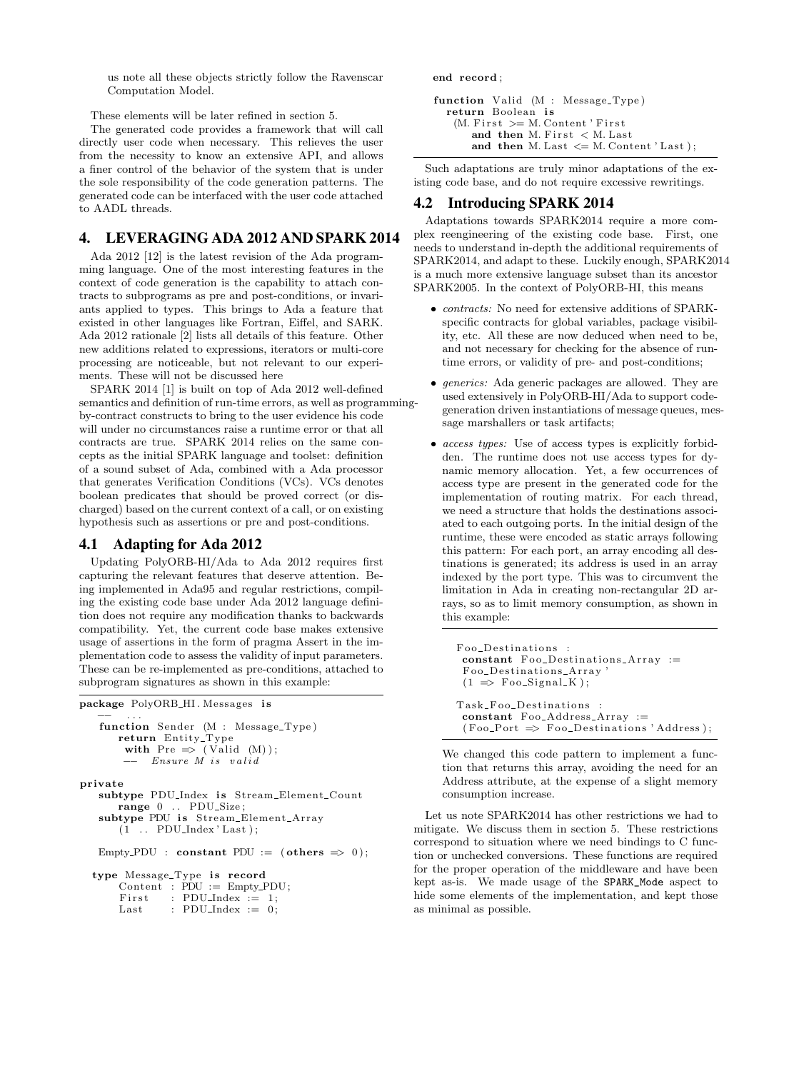us note all these objects strictly follow the Ravenscar Computation Model.

These elements will be later refined in section 5.

The generated code provides a framework that will call directly user code when necessary. This relieves the user from the necessity to know an extensive API, and allows a finer control of the behavior of the system that is under the sole responsibility of the code generation patterns. The generated code can be interfaced with the user code attached to AADL threads.

## 4. LEVERAGING ADA 2012 AND SPARK 2014

Ada 2012 [12] is the latest revision of the Ada programming language. One of the most interesting features in the context of code generation is the capability to attach contracts to subprograms as pre and post-conditions, or invariants applied to types. This brings to Ada a feature that existed in other languages like Fortran, Eiffel, and SARK. Ada 2012 rationale [2] lists all details of this feature. Other new additions related to expressions, iterators or multi-core processing are noticeable, but not relevant to our experiments. These will not be discussed here

SPARK 2014 [1] is built on top of Ada 2012 well-defined semantics and definition of run-time errors, as well as programming-by-contract constructs to bring to the user evidence his code will under no circumstances raise a runtime error or that all contracts are true. SPARK 2014 relies on the same concepts as the initial SPARK language and toolset: definition of a sound subset of Ada, combined with a Ada processor that generates Verification Conditions (VCs). VCs denotes boolean predicates that should be proved correct (or discharged) based on the current context of a call, or on existing hypothesis such as assertions or pre and post-conditions.

### 4.1 Adapting for Ada 2012

Updating PolyORB-HI/Ada to Ada 2012 requires first capturing the relevant features that deserve attention. Being implemented in Ada95 and regular restrictions, compiling the existing code base under Ada 2012 language definition does not require any modification thanks to backwards compatibility. Yet, the current code base makes extensive usage of assertions in the form of pragma Assert in the implementation code to assess the validity of input parameters. These can be re-implemented as pre-conditions, attached to subprogram signatures as shown in this example:

```
package PolyORB_HI.Messages is
   --  ...
   function Sender (M : Message_Type)
      return Entity_Type
      with Pre => (Valid (M));
      --  Ensure M is valid

private
   subtype PDU_Index is Stream_Element_Count
      range 0 .. PDU_Size;
   subtype PDU is Stream_Element_Array
      (1 .. PDU_Index'Last);

   Empty_PDU : constant PDU := (others => 0);

  type Message_Type is record
      Content : PDU := Empty_PDU;
      First   : PDU_Index := 1;
      Last    : PDU_Index := 0;
   end record;

   function Valid (M : Message_Type)
     return Boolean is
      (M.First >= M.Content'First
         and then M.First < M.Last
         and then M.Last <= M.Content'Last);
```

Such adaptations are truly minor adaptations of the existing code base, and do not require excessive rewritings.

### 4.2 Introducing SPARK 2014

Adaptations towards SPARK2014 require a more complex reengineering of the existing code base. First, one needs to understand in-depth the additional requirements of SPARK2014, and adapt to these. Luckily enough, SPARK2014 is a much more extensive language subset than its ancestor SPARK2005. In the context of PolyORB-HI, this means

- *contracts:* No need for extensive additions of SPARK-specific contracts for global variables, package visibility, etc. All these are now deduced when need to be, and not necessary for checking for the absence of runtime errors, or validity of pre- and post-conditions;
- *generics:* Ada generic packages are allowed. They are used extensively in PolyORB-HI/Ada to support code-generation driven instantiations of message queues, message marshallers or task artifacts;
- *access types:* Use of access types is explicitly forbidden. The runtime does not use access types for dynamic memory allocation. Yet, a few occurrences of access type are present in the generated code for the implementation of routing matrix. For each thread, we need a structure that holds the destinations associated to each outgoing ports. In the initial design of the runtime, these were encoded as static arrays following this pattern: For each port, an array encoding all destinations is generated; its address is used in an array indexed by the port type. This was to circumvent the limitation in Ada in creating non-rectangular 2D arrays, so as to limit memory consumption, as shown in this example:

```
Foo_Destinations :
 constant Foo_Destinations_Array :=
 Foo_Destinations_Array'
 (1 => Foo_Signal_K);

Task_Foo_Destinations :
 constant Foo_Address_Array :=
 (Foo_Port => Foo_Destinations'Address);
```

  We changed this code pattern to implement a function that returns this array, avoiding the need for an Address attribute, at the expense of a slight memory consumption increase.

Let us note SPARK2014 has other restrictions we had to mitigate. We discuss them in section 5. These restrictions correspond to situation where we need bindings to C function or unchecked conversions. These functions are required for the proper operation of the middleware and have been kept as-is. We made usage of the `SPARK_Mode` aspect to hide some elements of the implementation, and kept those as minimal as possible.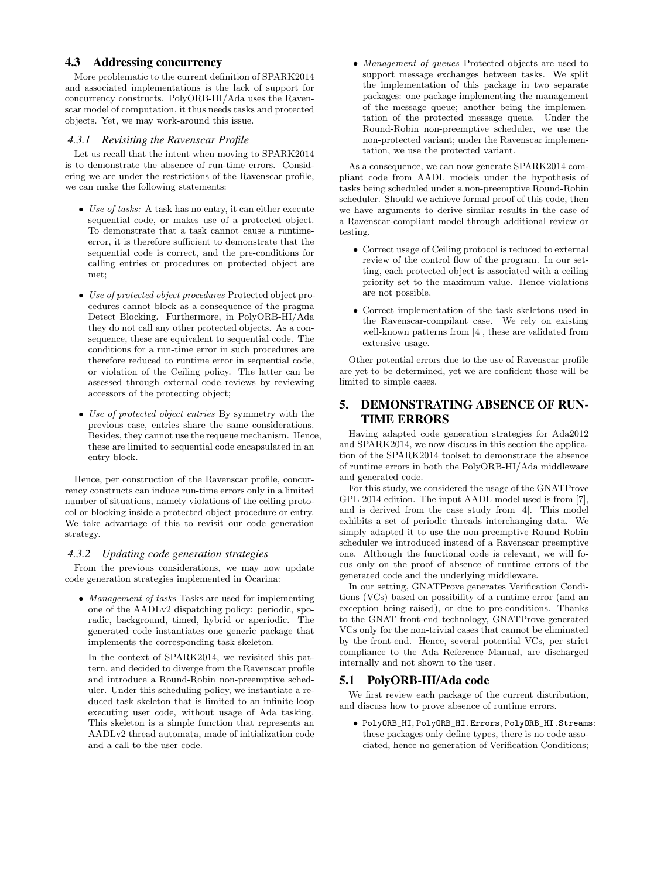## 4.3 Addressing concurrency

More problematic to the current definition of SPARK2014 and associated implementations is the lack of support for concurrency constructs. PolyORB-HI/Ada uses the Ravenscar model of computation, it thus needs tasks and protected objects. Yet, we may work-around this issue.

### 4.3.1 Revisiting the Ravenscar Profile

Let us recall that the intent when moving to SPARK2014 is to demonstrate the absence of run-time errors. Considering we are under the restrictions of the Ravenscar profile, we can make the following statements:

- *Use of tasks:* A task has no entry, it can either execute sequential code, or makes use of a protected object. To demonstrate that a task cannot cause a runtime-error, it is therefore sufficient to demonstrate that the sequential code is correct, and the pre-conditions for calling entries or procedures on protected object are met;
- *Use of protected object procedures* Protected object procedures cannot block as a consequence of the pragma Detect_Blocking. Furthermore, in PolyORB-HI/Ada they do not call any other protected objects. As a consequence, these are equivalent to sequential code. The conditions for a run-time error in such procedures are therefore reduced to runtime error in sequential code, or violation of the Ceiling policy. The latter can be assessed through external code reviews by reviewing accessors of the protecting object;
- *Use of protected object entries* By symmetry with the previous case, entries share the same considerations. Besides, they cannot use the requeue mechanism. Hence, these are limited to sequential code encapsulated in an entry block.

Hence, per construction of the Ravenscar profile, concurrency constructs can induce run-time errors only in a limited number of situations, namely violations of the ceiling protocol or blocking inside a protected object procedure or entry. We take advantage of this to revisit our code generation strategy.

### 4.3.2 Updating code generation strategies

From the previous considerations, we may now update code generation strategies implemented in Ocarina:

- *Management of tasks* Tasks are used for implementing one of the AADLv2 dispatching policy: periodic, sporadic, background, timed, hybrid or aperiodic. The generated code instantiates one generic package that implements the corresponding task skeleton.

  In the context of SPARK2014, we revisited this pattern, and decided to diverge from the Ravenscar profile and introduce a Round-Robin non-preemptive scheduler. Under this scheduling policy, we instantiate a reduced task skeleton that is limited to an infinite loop executing user code, without usage of Ada tasking. This skeleton is a simple function that represents an AADLv2 thread automata, made of initialization code and a call to the user code.
- *Management of queues* Protected objects are used to support message exchanges between tasks. We split the implementation of this package in two separate packages: one package implementing the management of the message queue; another being the implementation of the protected message queue. Under the Round-Robin non-preemptive scheduler, we use the non-protected variant; under the Ravenscar implementation, we use the protected variant.

As a consequence, we can now generate SPARK2014 compliant code from AADL models under the hypothesis of tasks being scheduled under a non-preemptive Round-Robin scheduler. Should we achieve formal proof of this code, then we have arguments to derive similar results in the case of a Ravenscar-compliant model through additional review or testing.

- Correct usage of Ceiling protocol is reduced to external review of the control flow of the program. In our setting, each protected object is associated with a ceiling priority set to the maximum value. Hence violations are not possible.
- Correct implementation of the task skeletons used in the Ravenscar-compilant case. We rely on existing well-known patterns from [4], these are validated from extensive usage.

Other potential errors due to the use of Ravenscar profile are yet to be determined, yet we are confident those will be limited to simple cases.

# 5. DEMONSTRATING ABSENCE OF RUN-TIME ERRORS

Having adapted code generation strategies for Ada2012 and SPARK2014, we now discuss in this section the application of the SPARK2014 toolset to demonstrate the absence of runtime errors in both the PolyORB-HI/Ada middleware and generated code.

For this study, we considered the usage of the GNATProve GPL 2014 edition. The input AADL model used is from [7], and is derived from the case study from [4]. This model exhibits a set of periodic threads interchanging data. We simply adapted it to use the non-preemptive Round Robin scheduler we introduced instead of a Ravenscar preemptive one. Although the functional code is relevant, we will focus only on the proof of absence of runtime errors of the generated code and the underlying middleware.

In our setting, GNATProve generates Verification Conditions (VCs) based on possibility of a runtime error (and an exception being raised), or due to pre-conditions. Thanks to the GNAT front-end technology, GNATProve generated VCs only for the non-trivial cases that cannot be eliminated by the front-end. Hence, several potential VCs, per strict compliance to the Ada Reference Manual, are discharged internally and not shown to the user.

## 5.1 PolyORB-HI/Ada code

We first review each package of the current distribution, and discuss how to prove absence of runtime errors.

- `PolyORB_HI`, `PolyORB_HI.Errors`, `PolyORB_HI.Streams`: these packages only define types, there is no code associated, hence no generation of Verification Conditions;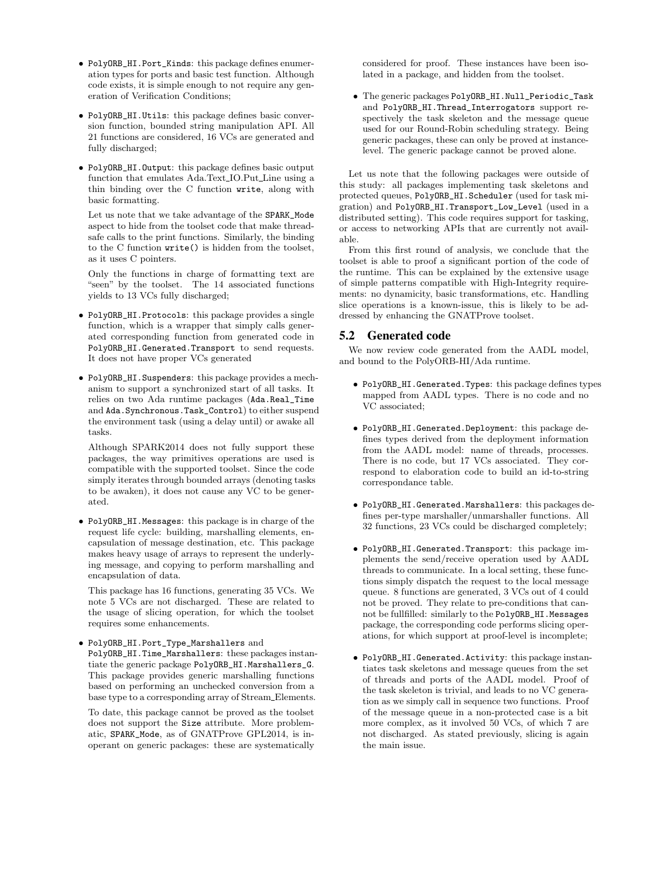- PolyORB_HI.Port_Kinds: this package defines enumeration types for ports and basic test function. Although code exists, it is simple enough to not require any generation of Verification Conditions;

- PolyORB_HI.Utils: this package defines basic conversion function, bounded string manipulation API. All 21 functions are considered, 16 VCs are generated and fully discharged;

- PolyORB_HI.Output: this package defines basic output function that emulates Ada.Text_IO.Put_Line using a thin binding over the C function write, along with basic formatting.

  Let us note that we take advantage of the SPARK_Mode aspect to hide from the toolset code that make thread-safe calls to the print functions. Similarly, the binding to the C function write() is hidden from the toolset, as it uses C pointers.

  Only the functions in charge of formatting text are "seen" by the toolset. The 14 associated functions yields to 13 VCs fully discharged;

- PolyORB_HI.Protocols: this package provides a single function, which is a wrapper that simply calls generated corresponding function from generated code in PolyORB_HI.Generated.Transport to send requests. It does not have proper VCs generated

- PolyORB_HI.Suspenders: this package provides a mechanism to support a synchronized start of all tasks. It relies on two Ada runtime packages (Ada.Real_Time and Ada.Synchronous.Task_Control) to either suspend the environment task (using a delay until) or awake all tasks.

  Although SPARK2014 does not fully support these packages, the way primitives operations are used is compatible with the supported toolset. Since the code simply iterates through bounded arrays (denoting tasks to be awaken), it does not cause any VC to be generated.

- PolyORB_HI.Messages: this package is in charge of the request life cycle: building, marshalling elements, encapsulation of message destination, etc. This package makes heavy usage of arrays to represent the underlying message, and copying to perform marshalling and encapsulation of data.

  This package has 16 functions, generating 35 VCs. We note 5 VCs are not discharged. These are related to the usage of slicing operation, for which the toolset requires some enhancements.

- PolyORB_HI.Port_Type_Marshallers and PolyORB_HI.Time_Marshallers: these packages instantiate the generic package PolyORB_HI.Marshallers_G. This package provides generic marshalling functions based on performing an unchecked conversion from a base type to a corresponding array of Stream_Elements.

  To date, this package cannot be proved as the toolset does not support the Size attribute. More problematic, SPARK_Mode, as of GNATProve GPL2014, is inoperant on generic packages: these are systematically considered for proof. These instances have been isolated in a package, and hidden from the toolset.

- The generic packages PolyORB_HI.Null_Periodic_Task and PolyORB_HI.Thread_Interrogators support respectively the task skeleton and the message queue used for our Round-Robin scheduling strategy. Being generic packages, these can only be proved at instance-level. The generic package cannot be proved alone.

Let us note that the following packages were outside of this study: all packages implementing task skeletons and protected queues, PolyORB_HI.Scheduler (used for task migration) and PolyORB_HI.Transport_Low_Level (used in a distributed setting). This code requires support for tasking, or access to networking APIs that are currently not available.

From this first round of analysis, we conclude that the toolset is able to proof a significant portion of the code of the runtime. This can be explained by the extensive usage of simple patterns compatible with High-Integrity requirements: no dynamicity, basic transformations, etc. Handling slice operations is a known-issue, this is likely to be addressed by enhancing the GNATProve toolset.

## 5.2 Generated code

We now review code generated from the AADL model, and bound to the PolyORB-HI/Ada runtime.

- PolyORB_HI.Generated.Types: this package defines types mapped from AADL types. There is no code and no VC associated;

- PolyORB_HI.Generated.Deployment: this package defines types derived from the deployment information from the AADL model: name of threads, processes. There is no code, but 17 VCs associated. They correspond to elaboration code to build an id-to-string correspondance table.

- PolyORB_HI.Generated.Marshallers: this packages defines per-type marshaller/unmarshaller functions. All 32 functions, 23 VCs could be discharged completely;

- PolyORB_HI.Generated.Transport: this package implements the send/receive operation used by AADL threads to communicate. In a local setting, these functions simply dispatch the request to the local message queue. 8 functions are generated, 3 VCs out of 4 could not be proved. They relate to pre-conditions that cannot be fullfilled: similarly to the PolyORB_HI.Messages package, the corresponding code performs slicing operations, for which support at proof-level is incomplete;

- PolyORB_HI.Generated.Activity: this package instantiates task skeletons and message queues from the set of threads and ports of the AADL model. Proof of the task skeleton is trivial, and leads to no VC generation as we simply call in sequence two functions. Proof of the message queue in a non-protected case is a bit more complex, as it involved 50 VCs, of which 7 are not discharged. As stated previously, slicing is again the main issue.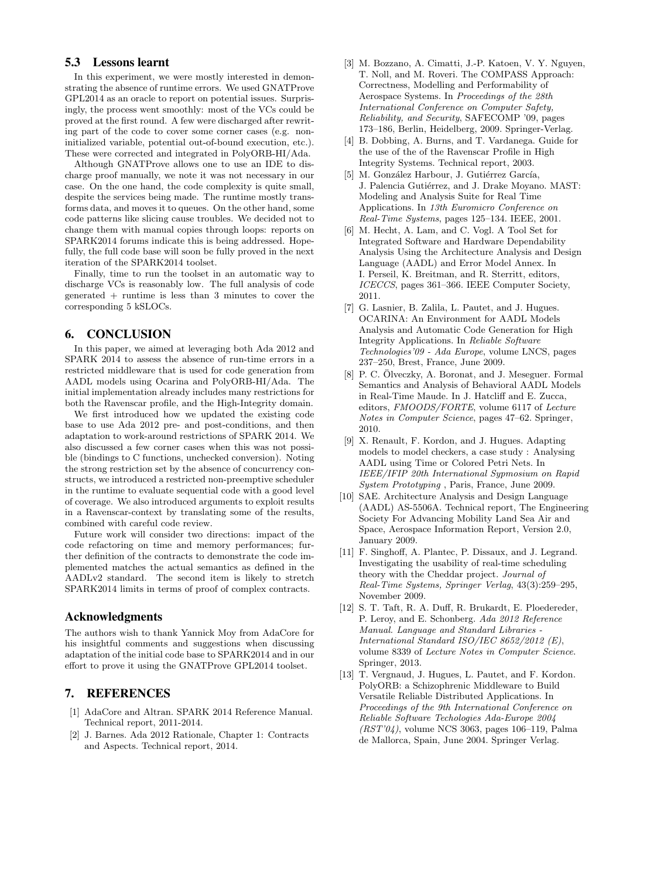### 5.3 Lessons learnt

In this experiment, we were mostly interested in demonstrating the absence of runtime errors. We used GNATProve GPL2014 as an oracle to report on potential issues. Surprisingly, the process went smoothly: most of the VCs could be proved at the first round. A few were discharged after rewriting part of the code to cover some corner cases (e.g. non-initialized variable, potential out-of-bound execution, etc.). These were corrected and integrated in PolyORB-HI/Ada.

Although GNATProve allows one to use an IDE to discharge proof manually, we note it was not necessary in our case. On the one hand, the code complexity is quite small, despite the services being made. The runtime mostly transforms data, and moves it to queues. On the other hand, some code patterns like slicing cause troubles. We decided not to change them with manual copies through loops: reports on SPARK2014 forums indicate this is being addressed. Hopefully, the full code base will soon be fully proved in the next iteration of the SPARK2014 toolset.

Finally, time to run the toolset in an automatic way to discharge VCs is reasonably low. The full analysis of code generated + runtime is less than 3 minutes to cover the corresponding 5 kSLOCs.

## 6. CONCLUSION

In this paper, we aimed at leveraging both Ada 2012 and SPARK 2014 to assess the absence of run-time errors in a restricted middleware that is used for code generation from AADL models using Ocarina and PolyORB-HI/Ada. The initial implementation already includes many restrictions for both the Ravenscar profile, and the High-Integrity domain.

We first introduced how we updated the existing code base to use Ada 2012 pre- and post-conditions, and then adaptation to work-around restrictions of SPARK 2014. We also discussed a few corner cases when this was not possible (bindings to C functions, unchecked conversion). Noting the strong restriction set by the absence of concurrency constructs, we introduced a restricted non-preemptive scheduler in the runtime to evaluate sequential code with a good level of coverage. We also introduced arguments to exploit results in a Ravenscar-context by translating some of the results, combined with careful code review.

Future work will consider two directions: impact of the code refactoring on time and memory performances; further definition of the contracts to demonstrate the code implemented matches the actual semantics as defined in the AADLv2 standard. The second item is likely to stretch SPARK2014 limits in terms of proof of complex contracts.

### Acknowledgments

The authors wish to thank Yannick Moy from AdaCore for his insightful comments and suggestions when discussing adaptation of the initial code base to SPARK2014 and in our effort to prove it using the GNATProve GPL2014 toolset.

## 7. REFERENCES

[1] AdaCore and Altran. SPARK 2014 Reference Manual. Technical report, 2011-2014.

[2] J. Barnes. Ada 2012 Rationale, Chapter 1: Contracts and Aspects. Technical report, 2014.

[3] M. Bozzano, A. Cimatti, J.-P. Katoen, V. Y. Nguyen, T. Noll, and M. Roveri. The COMPASS Approach: Correctness, Modelling and Performability of Aerospace Systems. In *Proceedings of the 28th International Conference on Computer Safety, Reliability, and Security*, SAFECOMP '09, pages 173–186, Berlin, Heidelberg, 2009. Springer-Verlag.

[4] B. Dobbing, A. Burns, and T. Vardanega. Guide for the use of the of the Ravenscar Profile in High Integrity Systems. Technical report, 2003.

[5] M. González Harbour, J. Gutiérrez García, J. Palencia Gutiérrez, and J. Drake Moyano. MAST: Modeling and Analysis Suite for Real Time Applications. In *13th Euromicro Conference on Real-Time Systems*, pages 125–134. IEEE, 2001.

[6] M. Hecht, A. Lam, and C. Vogl. A Tool Set for Integrated Software and Hardware Dependability Analysis Using the Architecture Analysis and Design Language (AADL) and Error Model Annex. In I. Perseil, K. Breitman, and R. Sterritt, editors, *ICECCS*, pages 361–366. IEEE Computer Society, 2011.

[7] G. Lasnier, B. Zalila, L. Pautet, and J. Hugues. OCARINA: An Environment for AADL Models Analysis and Automatic Code Generation for High Integrity Applications. In *Reliable Software Technologies'09 - Ada Europe*, volume LNCS, pages 237–250, Brest, France, June 2009.

[8] P. C. Ölveczky, A. Boronat, and J. Meseguer. Formal Semantics and Analysis of Behavioral AADL Models in Real-Time Maude. In J. Hatcliff and E. Zucca, editors, *FMOODS/FORTE*, volume 6117 of *Lecture Notes in Computer Science*, pages 47–62. Springer, 2010.

[9] X. Renault, F. Kordon, and J. Hugues. Adapting models to model checkers, a case study : Analysing AADL using Time or Colored Petri Nets. In *IEEE/IFIP 20th International Sypmosium on Rapid System Prototyping* , Paris, France, June 2009.

[10] SAE. Architecture Analysis and Design Language (AADL) AS-5506A. Technical report, The Engineering Society For Advancing Mobility Land Sea Air and Space, Aerospace Information Report, Version 2.0, January 2009.

[11] F. Singhoff, A. Plantec, P. Dissaux, and J. Legrand. Investigating the usability of real-time scheduling theory with the Cheddar project. *Journal of Real-Time Systems, Springer Verlag*, 43(3):259–295, November 2009.

[12] S. T. Taft, R. A. Duff, R. Brukardt, E. Ploedereder, P. Leroy, and E. Schonberg. *Ada 2012 Reference Manual. Language and Standard Libraries - International Standard ISO/IEC 8652/2012 (E)*, volume 8339 of *Lecture Notes in Computer Science*. Springer, 2013.

[13] T. Vergnaud, J. Hugues, L. Pautet, and F. Kordon. PolyORB: a Schizophrenic Middleware to Build Versatile Reliable Distributed Applications. In *Proceedings of the 9th International Conference on Reliable Software Techologies Ada-Europe 2004 (RST'04)*, volume NCS 3063, pages 106–119, Palma de Mallorca, Spain, June 2004. Springer Verlag.